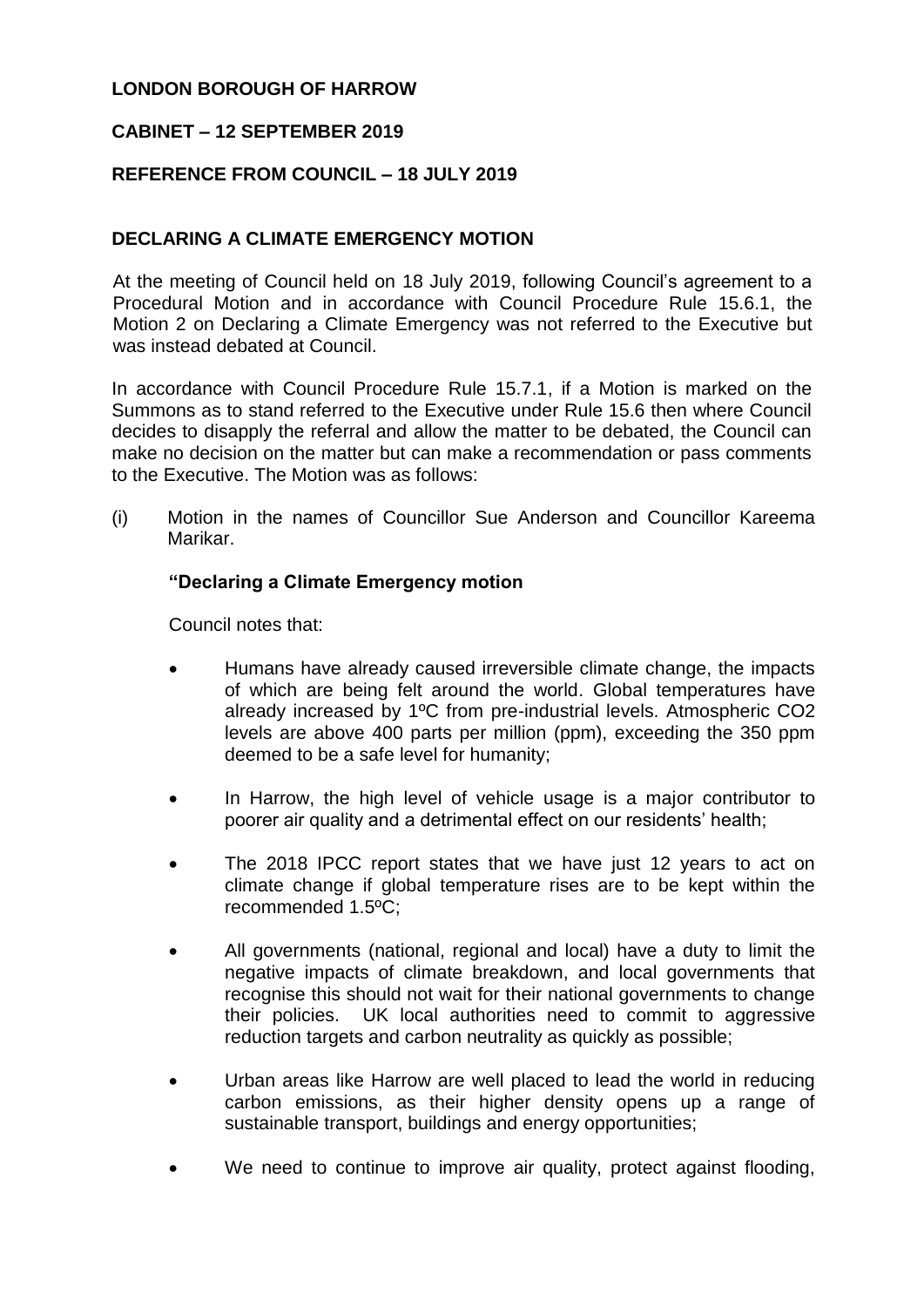**LONDON BOROUGH OF HARROW**

**CABINET – 12 SEPTEMBER 2019**

**REFERENCE FROM COUNCIL – 18 JULY 2019**

**DECLARING A CLIMATE EMERGENCY MOTION**

At the meeting of Council held on 18 July 2019, following Council's agreement to a Procedural Motion and in accordance with Council Procedure Rule 15.6.1, the Motion 2 on Declaring a Climate Emergency was not referred to the Executive but was instead debated at Council.

In accordance with Council Procedure Rule 15.7.1, if a Motion is marked on the Summons as to stand referred to the Executive under Rule 15.6 then where Council decides to disapply the referral and allow the matter to be debated, the Council can make no decision on the matter but can make a recommendation or pass comments to the Executive. The Motion was as follows:

(i) Motion in the names of Councillor Sue Anderson and Councillor Kareema Marikar.

**"Declaring a Climate Emergency motion**

Council notes that:

- Humans have already caused irreversible climate change, the impacts of which are being felt around the world. Global temperatures have already increased by 1ºC from pre-industrial levels. Atmospheric $CO_2$ levels are above 400 parts per million (ppm), exceeding the 350 ppm deemed to be a safe level for humanity;

- In Harrow, the high level of vehicle usage is a major contributor to poorer air quality and a detrimental effect on our residents' health;

- The 2018 IPCC report states that we have just 12 years to act on climate change if global temperature rises are to be kept within the recommended 1.5ºC;

- All governments (national, regional and local) have a duty to limit the negative impacts of climate breakdown, and local governments that recognise this should not wait for their national governments to change their policies. UK local authorities need to commit to aggressive reduction targets and carbon neutrality as quickly as possible;

- Urban areas like Harrow are well placed to lead the world in reducing carbon emissions, as their higher density opens up a range of sustainable transport, buildings and energy opportunities;

- We need to continue to improve air quality, protect against flooding,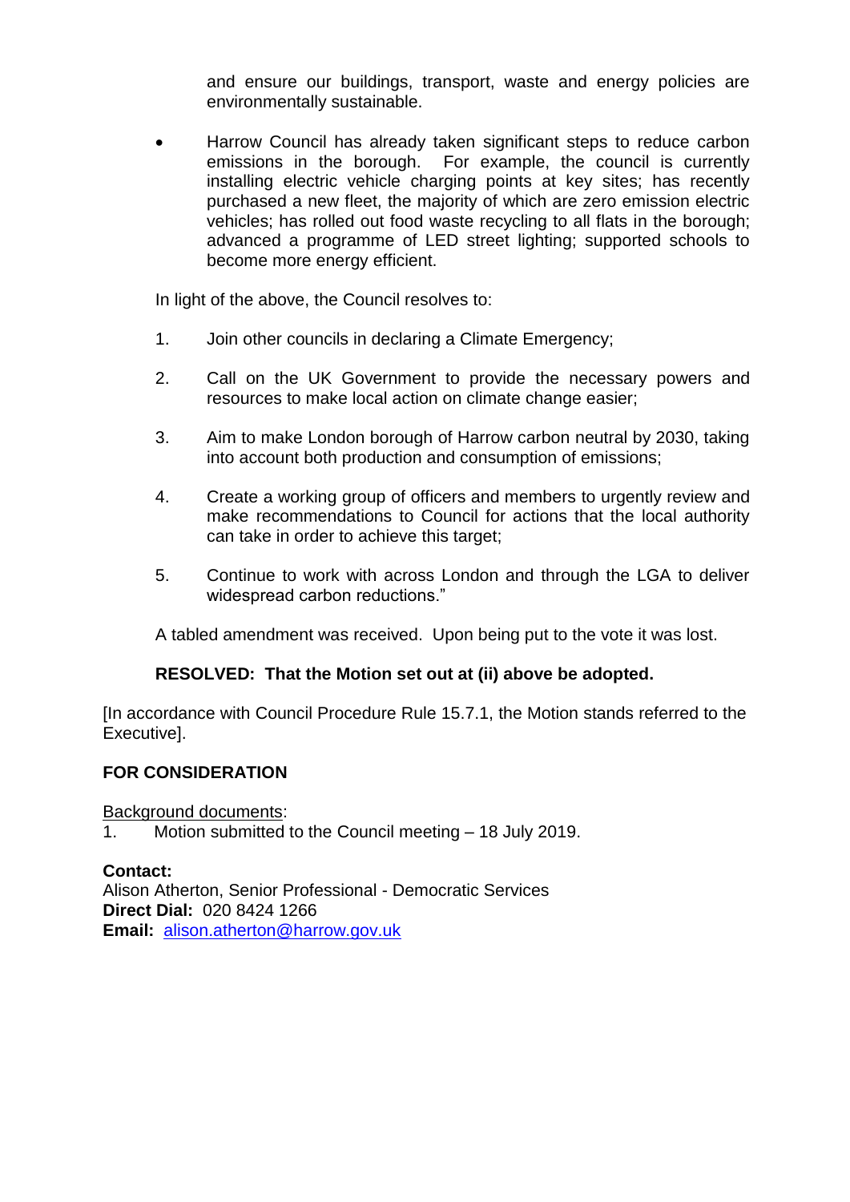and ensure our buildings, transport, waste and energy policies are environmentally sustainable.

- Harrow Council has already taken significant steps to reduce carbon emissions in the borough. For example, the council is currently installing electric vehicle charging points at key sites; has recently purchased a new fleet, the majority of which are zero emission electric vehicles; has rolled out food waste recycling to all flats in the borough; advanced a programme of LED street lighting; supported schools to become more energy efficient.

In light of the above, the Council resolves to:

1. Join other councils in declaring a Climate Emergency;

2. Call on the UK Government to provide the necessary powers and resources to make local action on climate change easier;

3. Aim to make London borough of Harrow carbon neutral by 2030, taking into account both production and consumption of emissions;

4. Create a working group of officers and members to urgently review and make recommendations to Council for actions that the local authority can take in order to achieve this target;

5. Continue to work with across London and through the LGA to deliver widespread carbon reductions."

A tabled amendment was received. Upon being put to the vote it was lost.

**RESOLVED: That the Motion set out at (ii) above be adopted.**

[In accordance with Council Procedure Rule 15.7.1, the Motion stands referred to the Executive].

**FOR CONSIDERATION**

Background documents:
1. Motion submitted to the Council meeting – 18 July 2019.

**Contact:**
Alison Atherton, Senior Professional - Democratic Services
**Direct Dial:** 020 8424 1266
**Email:** alison.atherton@harrow.gov.uk